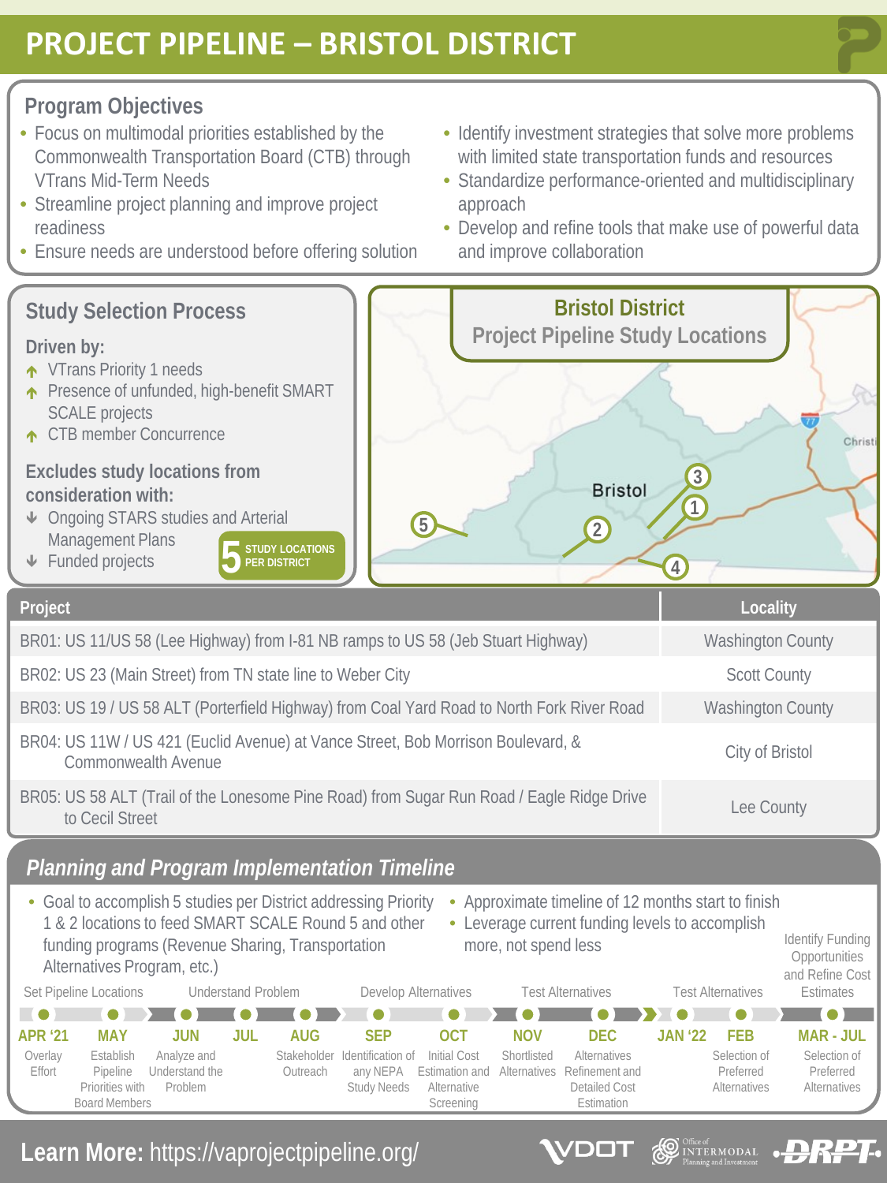# PROJECT PIPELINE – BRISTOL DISTRICT

## Program Objectives

- Focus on multimodal priorities established by the Commonwealth Transportation Board (CTB) through VTrans Mid-Term Needs
- Streamline project planning and improve project readiness
- Ensure needs are understood before offering solution
- Identify investment strategies that solve more problems with limited state transportation funds and resources
- Standardize performance-oriented and multidisciplinary approach
- Develop and refine tools that make use of powerful data and improve collaboration

## Study Selection Process

**Driven by:**

- VTrans Priority 1 needs
- Presence of unfunded, high-benefit SMART SCALE projects
- CTB member Concurrence

**Excludes study locations from consideration with:**

- Ongoing STARS studies and Arterial Management Plans
- Funded projects

**5** STUDY LOCATIONS PER DISTRICT

## Bristol District Project Pipeline Study Locations

| Project | Locality |
|---|---|
| BR01: US 11/US 58 (Lee Highway) from I-81 NB ramps to US 58 (Jeb Stuart Highway) | Washington County |
| BR02: US 23 (Main Street) from TN state line to Weber City | Scott County |
| BR03: US 19 / US 58 ALT (Porterfield Highway) from Coal Yard Road to North Fork River Road | Washington County |
| BR04: US 11W / US 421 (Euclid Avenue) at Vance Street, Bob Morrison Boulevard, & Commonwealth Avenue | City of Bristol |
| BR05: US 58 ALT (Trail of the Lonesome Pine Road) from Sugar Run Road / Eagle Ridge Drive to Cecil Street | Lee County |

## *Planning and Program Implementation Timeline*

- Goal to accomplish 5 studies per District addressing Priority 1 & 2 locations to feed SMART SCALE Round 5 and other funding programs (Revenue Sharing, Transportation Alternatives Program, etc.)
- Approximate timeline of 12 months start to finish
- Leverage current funding levels to accomplish more, not spend less

| Phase | Month | Activity |
|---|---|---|
| Set Pipeline Locations | APR '21 | Overlay Effort |
| Set Pipeline Locations | MAY | Establish Pipeline Priorities with Board Members |
| Understand Problem | JUN | Analyze and Understand the Problem |
| Understand Problem | JUL | |
| Understand Problem | AUG | Stakeholder Outreach |
| Develop Alternatives | SEP | Identification of any NEPA Study Needs |
| Develop Alternatives | OCT | Initial Cost Estimation and Alternative Screening |
| Test Alternatives | NOV | Shortlisted Alternatives |
| Test Alternatives | DEC | Alternatives Refinement and Detailed Cost Estimation |
| Test Alternatives | JAN '22 | |
| Test Alternatives | FEB | Selection of Preferred Alternatives |
| Identify Funding Opportunities and Refine Cost Estimates | MAR - JUL | Selection of Preferred Alternatives |

**Learn More:** https://vaprojectpipeline.org/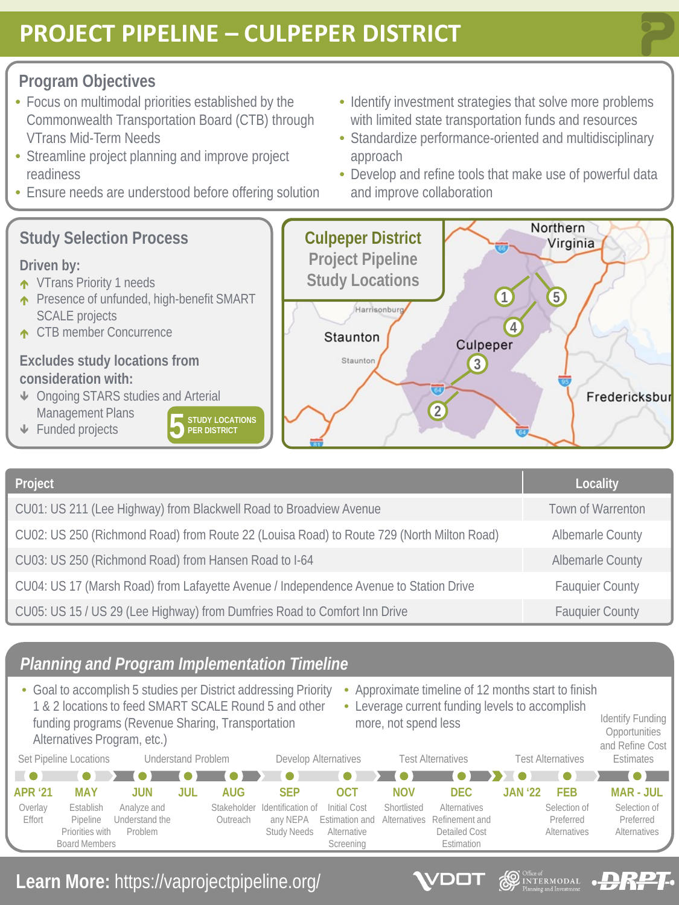# PROJECT PIPELINE – CULPEPER DISTRICT

## Program Objectives

- Focus on multimodal priorities established by the Commonwealth Transportation Board (CTB) through VTrans Mid-Term Needs
- Streamline project planning and improve project readiness
- Ensure needs are understood before offering solution
- Identify investment strategies that solve more problems with limited state transportation funds and resources
- Standardize performance-oriented and multidisciplinary approach
- Develop and refine tools that make use of powerful data and improve collaboration

## Study Selection Process

**Driven by:**

- VTrans Priority 1 needs
- Presence of unfunded, high-benefit SMART SCALE projects
- CTB member Concurrence

**Excludes study locations from consideration with:**

- Ongoing STARS studies and Arterial Management Plans
- Funded projects

**5** STUDY LOCATIONS PER DISTRICT

## Culpeper District Project Pipeline Study Locations

Northern Virginia, Harrisonburg, Staunton, Culpeper, Fredericksburg (locations 1–5)

| Project | Locality |
|---|---|
| CU01: US 211 (Lee Highway) from Blackwell Road to Broadview Avenue | Town of Warrenton |
| CU02: US 250 (Richmond Road) from Route 22 (Louisa Road) to Route 729 (North Milton Road) | Albemarle County |
| CU03: US 250 (Richmond Road) from Hansen Road to I-64 | Albemarle County |
| CU04: US 17 (Marsh Road) from Lafayette Avenue / Independence Avenue to Station Drive | Fauquier County |
| CU05: US 15 / US 29 (Lee Highway) from Dumfries Road to Comfort Inn Drive | Fauquier County |

## *Planning and Program Implementation Timeline*

- Goal to accomplish 5 studies per District addressing Priority 1 & 2 locations to feed SMART SCALE Round 5 and other funding programs (Revenue Sharing, Transportation Alternatives Program, etc.)
- Approximate timeline of 12 months start to finish
- Leverage current funding levels to accomplish more, not spend less

Phases: Set Pipeline Locations → Understand Problem → Develop Alternatives → Test Alternatives → Test Alternatives → Identify Funding Opportunities and Refine Cost Estimates

- **APR '21** – Overlay Effort
- **MAY** – Establish Pipeline Priorities with Board Members
- **JUN** – Analyze and Understand the Problem
- **JUL**
- **AUG** – Stakeholder Outreach
- **SEP** – Identification of any NEPA Study Needs
- **OCT** – Initial Cost Estimation and Alternative Screening
- **NOV** – Shortlisted Alternatives
- **DEC** – Alternatives Refinement and Detailed Cost Estimation
- **JAN '22**
- **FEB** – Selection of Preferred Alternatives
- **MAR - JUL** – Selection of Preferred Alternatives

**Learn More:** https://vaprojectpipeline.org/

VDOT | Office of Intermodal Planning and Investment | DRPT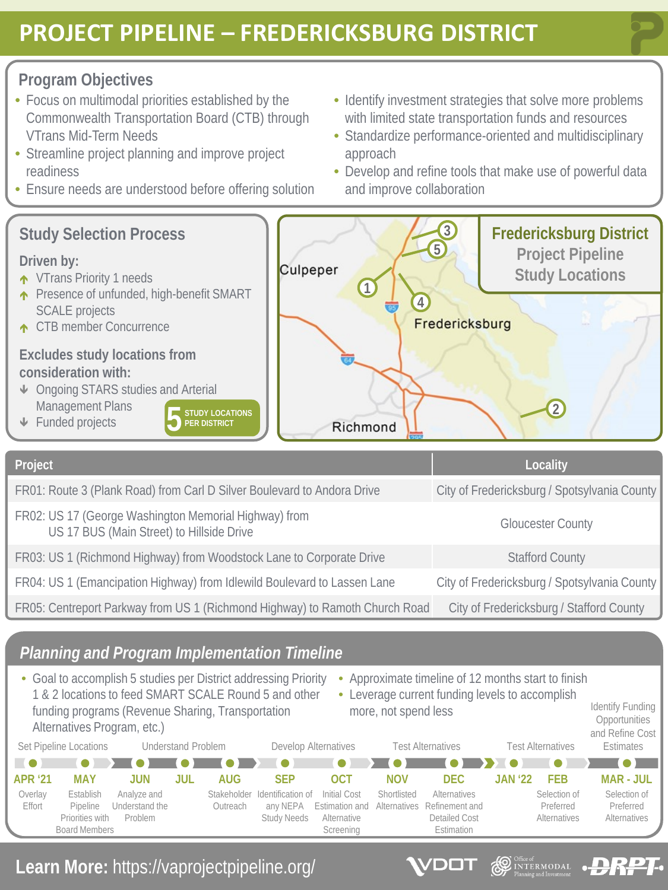# PROJECT PIPELINE – FREDERICKSBURG DISTRICT

## Program Objectives

- Focus on multimodal priorities established by the Commonwealth Transportation Board (CTB) through VTrans Mid-Term Needs
- Streamline project planning and improve project readiness
- Ensure needs are understood before offering solution
- Identify investment strategies that solve more problems with limited state transportation funds and resources
- Standardize performance-oriented and multidisciplinary approach
- Develop and refine tools that make use of powerful data and improve collaboration

## Study Selection Process

**Driven by:**

- VTrans Priority 1 needs
- Presence of unfunded, high-benefit SMART SCALE projects
- CTB member Concurrence

**Excludes study locations from consideration with:**

- Ongoing STARS studies and Arterial Management Plans
- Funded projects

**5** STUDY LOCATIONS PER DISTRICT

## Fredericksburg District Project Pipeline Study Locations

Culpeper · Fredericksburg · Richmond

| Project | Locality |
|---|---|
| FR01: Route 3 (Plank Road) from Carl D Silver Boulevard to Andora Drive | City of Fredericksburg / Spotsylvania County |
| FR02: US 17 (George Washington Memorial Highway) from US 17 BUS (Main Street) to Hillside Drive | Gloucester County |
| FR03: US 1 (Richmond Highway) from Woodstock Lane to Corporate Drive | Stafford County |
| FR04: US 1 (Emancipation Highway) from Idlewild Boulevard to Lassen Lane | City of Fredericksburg / Spotsylvania County |
| FR05: Centreport Parkway from US 1 (Richmond Highway) to Ramoth Church Road | City of Fredericksburg / Stafford County |

## *Planning and Program Implementation Timeline*

- Goal to accomplish 5 studies per District addressing Priority 1 & 2 locations to feed SMART SCALE Round 5 and other funding programs (Revenue Sharing, Transportation Alternatives Program, etc.)
- Approximate timeline of 12 months start to finish
- Leverage current funding levels to accomplish more, not spend less

Phases: Set Pipeline Locations · Understand Problem · Develop Alternatives · Test Alternatives · Test Alternatives · Identify Funding Opportunities and Refine Cost Estimates

| Month | Activity |
|---|---|
| APR '21 | Overlay Effort |
| MAY | Establish Pipeline Priorities with Board Members |
| JUN | Analyze and Understand the Problem |
| JUL | |
| AUG | Stakeholder Outreach |
| SEP | Identification of any NEPA Study Needs |
| OCT | Initial Cost Estimation and Alternative Screening |
| NOV | Shortlisted Alternatives |
| DEC | Alternatives Refinement and Detailed Cost Estimation |
| JAN '22 | |
| FEB | Selection of Preferred Alternatives |
| MAR - JUL | Selection of Preferred Alternatives |

**Learn More:** https://vaprojectpipeline.org/

VDOT · Office of Intermodal Planning and Investment · DRPT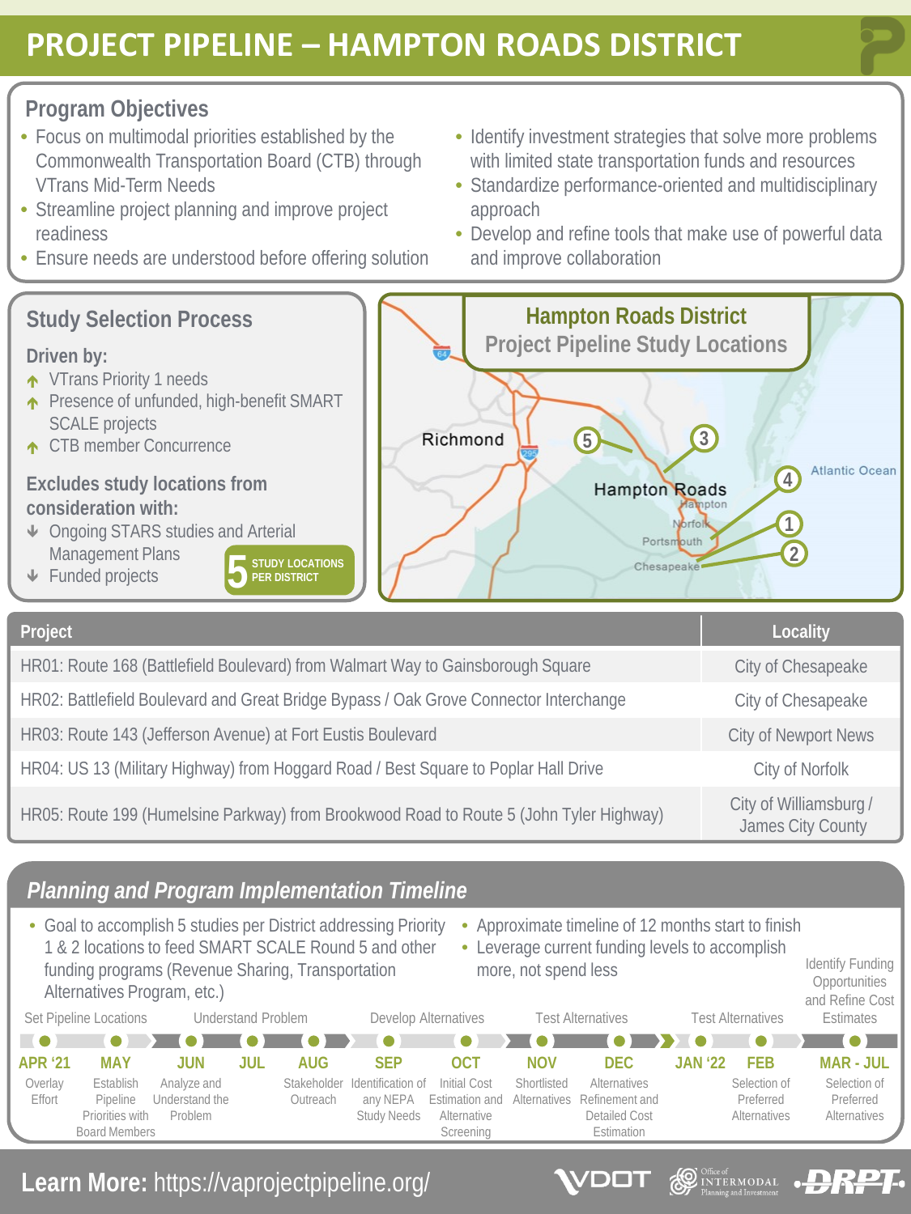# PROJECT PIPELINE – HAMPTON ROADS DISTRICT

## Program Objectives

- Focus on multimodal priorities established by the Commonwealth Transportation Board (CTB) through VTrans Mid-Term Needs
- Streamline project planning and improve project readiness
- Ensure needs are understood before offering solution
- Identify investment strategies that solve more problems with limited state transportation funds and resources
- Standardize performance-oriented and multidisciplinary approach
- Develop and refine tools that make use of powerful data and improve collaboration

## Study Selection Process

**Driven by:**

- VTrans Priority 1 needs
- Presence of unfunded, high-benefit SMART SCALE projects
- CTB member Concurrence

**Excludes study locations from consideration with:**

- Ongoing STARS studies and Arterial Management Plans
- Funded projects

**5** STUDY LOCATIONS PER DISTRICT

## Hampton Roads District Project Pipeline Study Locations

Richmond · Hampton Roads · Hampton · Norfolk · Portsmouth · Chesapeake · Atlantic Ocean

| Project | Locality |
|---|---|
| HR01: Route 168 (Battlefield Boulevard) from Walmart Way to Gainsborough Square | City of Chesapeake |
| HR02: Battlefield Boulevard and Great Bridge Bypass / Oak Grove Connector Interchange | City of Chesapeake |
| HR03: Route 143 (Jefferson Avenue) at Fort Eustis Boulevard | City of Newport News |
| HR04: US 13 (Military Highway) from Hoggard Road / Best Square to Poplar Hall Drive | City of Norfolk |
| HR05: Route 199 (Humelsine Parkway) from Brookwood Road to Route 5 (John Tyler Highway) | City of Williamsburg / James City County |

## *Planning and Program Implementation Timeline*

- Goal to accomplish 5 studies per District addressing Priority 1 & 2 locations to feed SMART SCALE Round 5 and other funding programs (Revenue Sharing, Transportation Alternatives Program, etc.)
- Approximate timeline of 12 months start to finish
- Leverage current funding levels to accomplish more, not spend less

| Phase | Month | Activity |
|---|---|---|
| Set Pipeline Locations | APR '21 | Overlay Effort |
| Set Pipeline Locations | MAY | Establish Pipeline Priorities with Board Members |
| Understand Problem | JUN | Analyze and Understand the Problem |
| Understand Problem | JUL | |
| Develop Alternatives | AUG | Stakeholder Outreach |
| Develop Alternatives | SEP | Identification of any NEPA Study Needs |
| Develop Alternatives | OCT | Initial Cost Estimation and Alternative Screening |
| Test Alternatives | NOV | Shortlisted Alternatives |
| Test Alternatives | DEC | Alternatives Refinement and Detailed Cost Estimation |
| Test Alternatives | JAN '22 | |
| Test Alternatives | FEB | Selection of Preferred Alternatives |
| Identify Funding Opportunities and Refine Cost Estimates | MAR - JUL | Selection of Preferred Alternatives |

**Learn More:** https://vaprojectpipeline.org/

VDOT · Office of INTERMODAL Planning and Investment · DRPT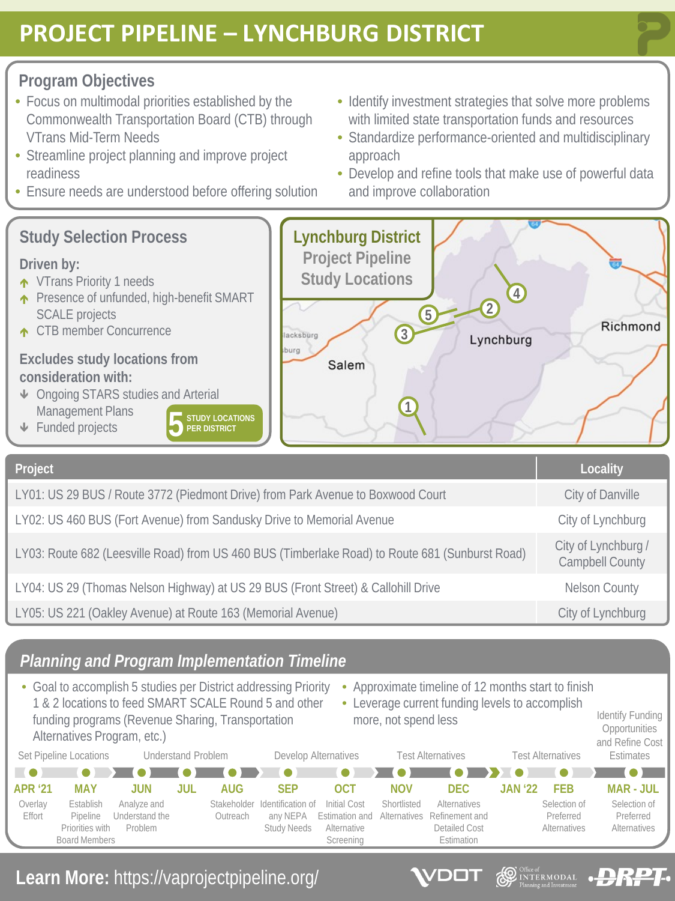# PROJECT PIPELINE – LYNCHBURG DISTRICT

## Program Objectives

- Focus on multimodal priorities established by the Commonwealth Transportation Board (CTB) through VTrans Mid-Term Needs
- Streamline project planning and improve project readiness
- Ensure needs are understood before offering solution
- Identify investment strategies that solve more problems with limited state transportation funds and resources
- Standardize performance-oriented and multidisciplinary approach
- Develop and refine tools that make use of powerful data and improve collaboration

## Study Selection Process

**Driven by:**

- ↑ VTrans Priority 1 needs
- ↑ Presence of unfunded, high-benefit SMART SCALE projects
- ↑ CTB member Concurrence

**Excludes study locations from consideration with:**

- ↓ Ongoing STARS studies and Arterial Management Plans
- ↓ Funded projects

**5** STUDY LOCATIONS PER DISTRICT

## Lynchburg District Project Pipeline Study Locations

| Project | Locality |
|---|---|
| LY01: US 29 BUS / Route 3772 (Piedmont Drive) from Park Avenue to Boxwood Court | City of Danville |
| LY02: US 460 BUS (Fort Avenue) from Sandusky Drive to Memorial Avenue | City of Lynchburg |
| LY03: Route 682 (Leesville Road) from US 460 BUS (Timberlake Road) to Route 681 (Sunburst Road) | City of Lynchburg / Campbell County |
| LY04: US 29 (Thomas Nelson Highway) at US 29 BUS (Front Street) & Callohill Drive | Nelson County |
| LY05: US 221 (Oakley Avenue) at Route 163 (Memorial Avenue) | City of Lynchburg |

## *Planning and Program Implementation Timeline*

- Goal to accomplish 5 studies per District addressing Priority 1 & 2 locations to feed SMART SCALE Round 5 and other funding programs (Revenue Sharing, Transportation Alternatives Program, etc.)
- Approximate timeline of 12 months start to finish
- Leverage current funding levels to accomplish more, not spend less

| Phase | Month | Activity |
|---|---|---|
| Set Pipeline Locations | APR '21 | Overlay Effort |
| Set Pipeline Locations | MAY | Establish Pipeline Priorities with Board Members |
| Understand Problem | JUN | Analyze and Understand the Problem |
| Understand Problem | JUL | |
| Develop Alternatives | AUG | Stakeholder Outreach |
| Develop Alternatives | SEP | Identification of any NEPA Study Needs |
| Develop Alternatives | OCT | Initial Cost Estimation and Alternative Screening |
| Test Alternatives | NOV | Shortlisted Alternatives |
| Test Alternatives | DEC | Alternatives Refinement and Detailed Cost Estimation |
| Test Alternatives | JAN '22 | |
| Test Alternatives | FEB | Selection of Preferred Alternatives |
| Identify Funding Opportunities and Refine Cost Estimates | MAR - JUL | Selection of Preferred Alternatives |

**Learn More:** https://vaprojectpipeline.org/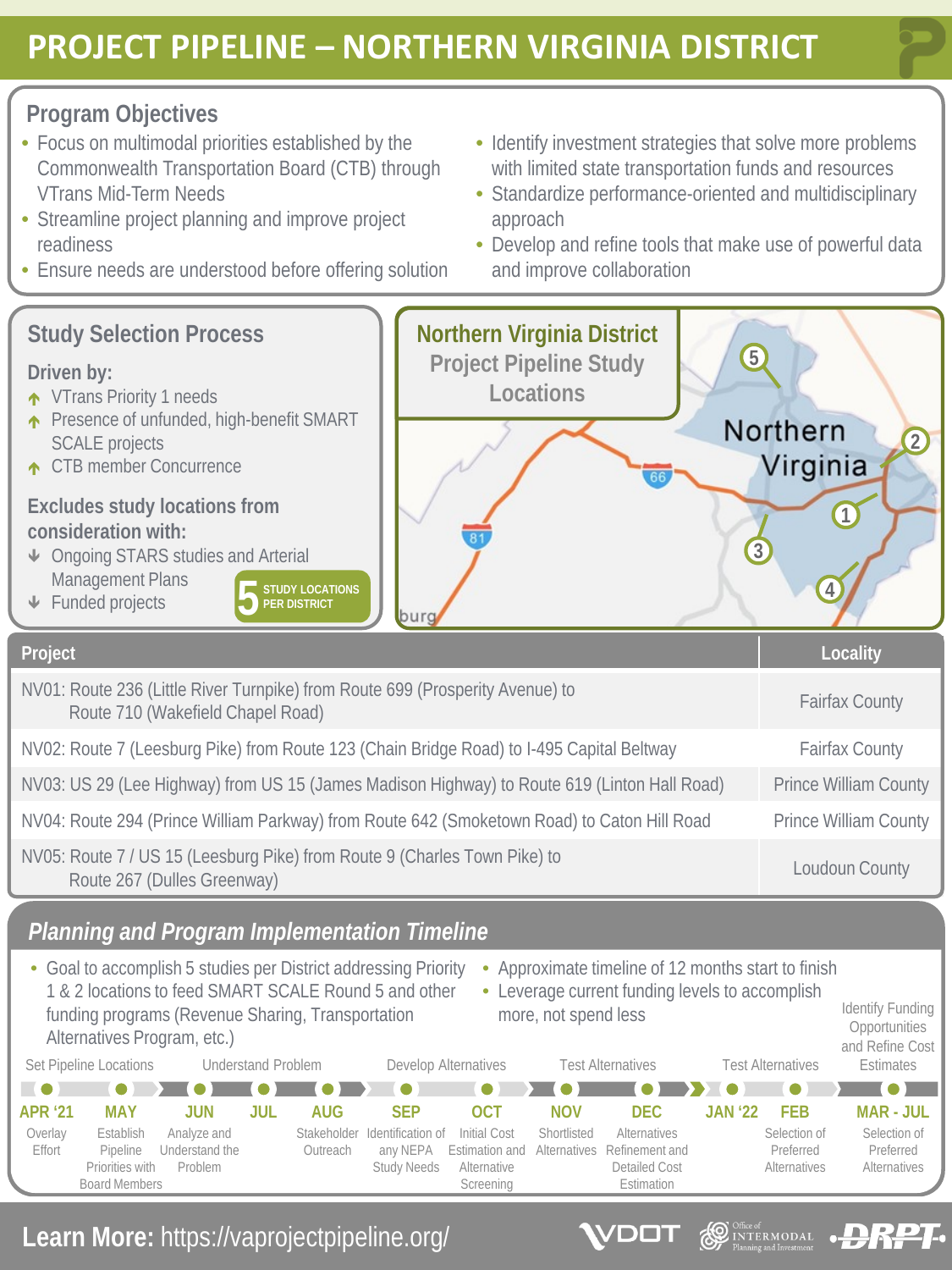# PROJECT PIPELINE – NORTHERN VIRGINIA DISTRICT

## Program Objectives

- Focus on multimodal priorities established by the Commonwealth Transportation Board (CTB) through VTrans Mid-Term Needs
- Streamline project planning and improve project readiness
- Ensure needs are understood before offering solution
- Identify investment strategies that solve more problems with limited state transportation funds and resources
- Standardize performance-oriented and multidisciplinary approach
- Develop and refine tools that make use of powerful data and improve collaboration

## Study Selection Process

**Driven by:**

- VTrans Priority 1 needs
- Presence of unfunded, high-benefit SMART SCALE projects
- CTB member Concurrence

**Excludes study locations from consideration with:**

- Ongoing STARS studies and Arterial Management Plans
- Funded projects

**5** STUDY LOCATIONS PER DISTRICT

## Northern Virginia District Project Pipeline Study Locations

| Project | Locality |
|---|---|
| NV01: Route 236 (Little River Turnpike) from Route 699 (Prosperity Avenue) to Route 710 (Wakefield Chapel Road) | Fairfax County |
| NV02: Route 7 (Leesburg Pike) from Route 123 (Chain Bridge Road) to I-495 Capital Beltway | Fairfax County |
| NV03: US 29 (Lee Highway) from US 15 (James Madison Highway) to Route 619 (Linton Hall Road) | Prince William County |
| NV04: Route 294 (Prince William Parkway) from Route 642 (Smoketown Road) to Caton Hill Road | Prince William County |
| NV05: Route 7 / US 15 (Leesburg Pike) from Route 9 (Charles Town Pike) to Route 267 (Dulles Greenway) | Loudoun County |

## *Planning and Program Implementation Timeline*

- Goal to accomplish 5 studies per District addressing Priority 1 & 2 locations to feed SMART SCALE Round 5 and other funding programs (Revenue Sharing, Transportation Alternatives Program, etc.)
- Approximate timeline of 12 months start to finish
- Leverage current funding levels to accomplish more, not spend less

| Phase | Month | Activity |
|---|---|---|
| Set Pipeline Locations | APR '21 | Overlay Effort |
| | MAY | Establish Pipeline Priorities with Board Members |
| Understand Problem | JUN | Analyze and Understand the Problem |
| | JUL | |
| | AUG | Stakeholder Outreach |
| Develop Alternatives | SEP | Identification of any NEPA Study Needs |
| | OCT | Initial Cost Estimation and Alternative Screening |
| Test Alternatives | NOV | Shortlisted Alternatives |
| | DEC | Alternatives Refinement and Detailed Cost Estimation |
| Test Alternatives | JAN '22 | |
| | FEB | Selection of Preferred Alternatives |
| Identify Funding Opportunities and Refine Cost Estimates | MAR - JUL | Selection of Preferred Alternatives |

**Learn More:** https://vaprojectpipeline.org/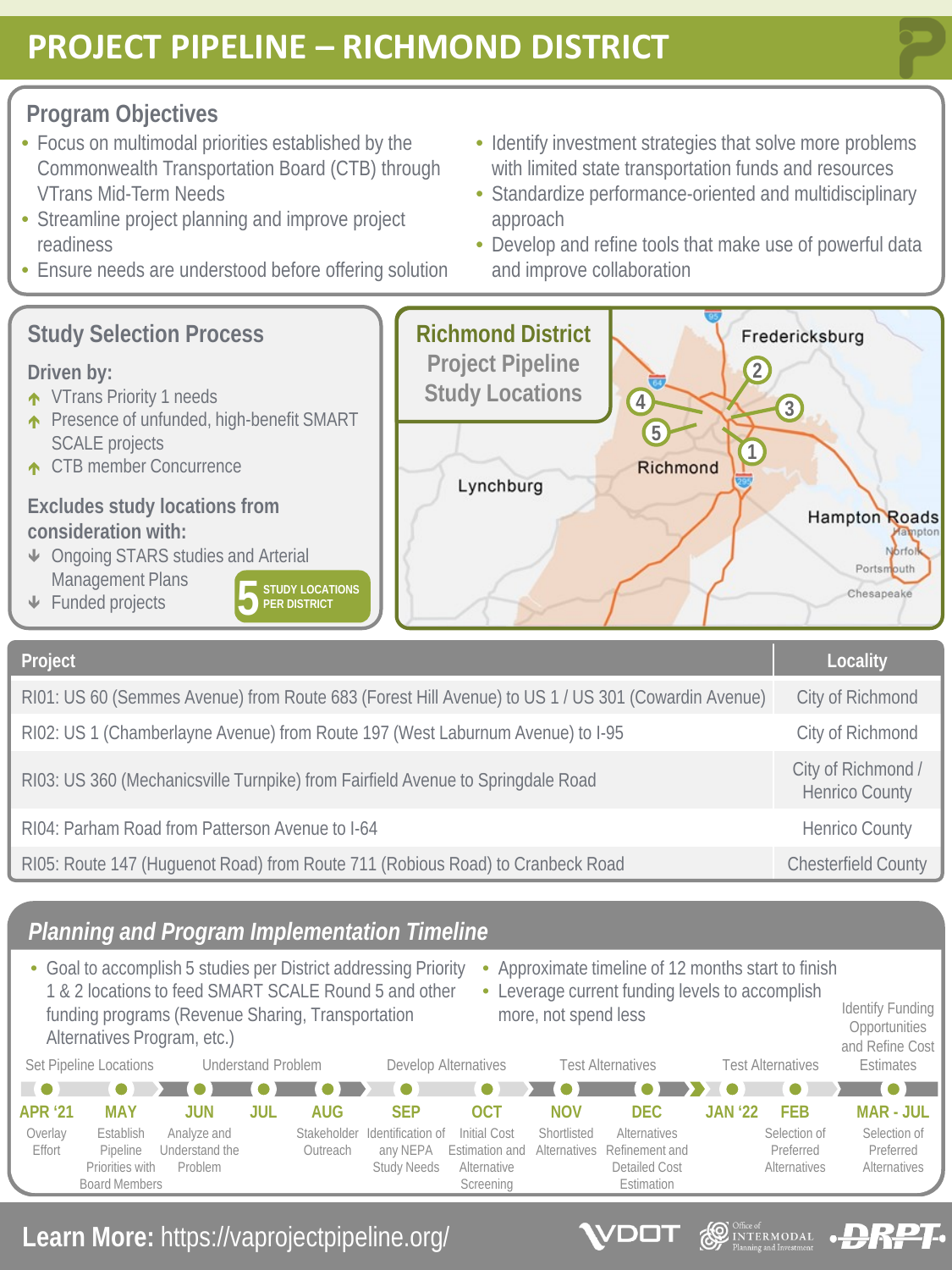# PROJECT PIPELINE – RICHMOND DISTRICT

## Program Objectives

- Focus on multimodal priorities established by the Commonwealth Transportation Board (CTB) through VTrans Mid-Term Needs
- Streamline project planning and improve project readiness
- Ensure needs are understood before offering solution
- Identify investment strategies that solve more problems with limited state transportation funds and resources
- Standardize performance-oriented and multidisciplinary approach
- Develop and refine tools that make use of powerful data and improve collaboration

## Study Selection Process

**Driven by:**

- VTrans Priority 1 needs
- Presence of unfunded, high-benefit SMART SCALE projects
- CTB member Concurrence

**Excludes study locations from consideration with:**

- Ongoing STARS studies and Arterial Management Plans
- Funded projects

**5** STUDY LOCATIONS PER DISTRICT

## Richmond District Project Pipeline Study Locations

Fredericksburg, Richmond, Lynchburg, Hampton Roads, Hampton, Norfolk, Portsmouth, Chesapeake

| Project | Locality |
|---|---|
| RI01: US 60 (Semmes Avenue) from Route 683 (Forest Hill Avenue) to US 1 / US 301 (Cowardin Avenue) | City of Richmond |
| RI02: US 1 (Chamberlayne Avenue) from Route 197 (West Laburnum Avenue) to I-95 | City of Richmond |
| RI03: US 360 (Mechanicsville Turnpike) from Fairfield Avenue to Springdale Road | City of Richmond / Henrico County |
| RI04: Parham Road from Patterson Avenue to I-64 | Henrico County |
| RI05: Route 147 (Huguenot Road) from Route 711 (Robious Road) to Cranbeck Road | Chesterfield County |

## *Planning and Program Implementation Timeline*

- Goal to accomplish 5 studies per District addressing Priority 1 & 2 locations to feed SMART SCALE Round 5 and other funding programs (Revenue Sharing, Transportation Alternatives Program, etc.)
- Approximate timeline of 12 months start to finish
- Leverage current funding levels to accomplish more, not spend less

Phases: Set Pipeline Locations → Understand Problem → Develop Alternatives → Test Alternatives → Test Alternatives → Identify Funding Opportunities and Refine Cost Estimates

- **APR '21** – Overlay Effort
- **MAY** – Establish Pipeline Priorities with Board Members
- **JUN** – Analyze and Understand the Problem
- **JUL**
- **AUG** – Stakeholder Outreach
- **SEP** – Identification of any NEPA Study Needs
- **OCT** – Initial Cost Estimation and Alternative Screening
- **NOV** – Shortlisted Alternatives
- **DEC** – Alternatives Refinement and Detailed Cost Estimation
- **JAN '22**
- **FEB** – Selection of Preferred Alternatives
- **MAR - JUL** – Selection of Preferred Alternatives

**Learn More:** https://vaprojectpipeline.org/

VDOT | Office of Intermodal Planning and Investment | DRPT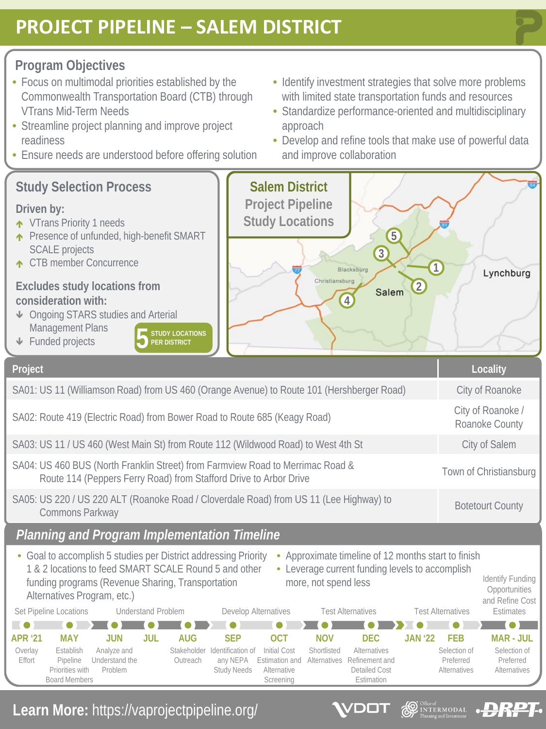# PROJECT PIPELINE – SALEM DISTRICT

## Program Objectives

- Focus on multimodal priorities established by the Commonwealth Transportation Board (CTB) through VTrans Mid-Term Needs
- Streamline project planning and improve project readiness
- Ensure needs are understood before offering solution
- Identify investment strategies that solve more problems with limited state transportation funds and resources
- Standardize performance-oriented and multidisciplinary approach
- Develop and refine tools that make use of powerful data and improve collaboration

## Study Selection Process

**Driven by:**

- VTrans Priority 1 needs
- Presence of unfunded, high-benefit SMART SCALE projects
- CTB member Concurrence

**Excludes study locations from consideration with:**

- Ongoing STARS studies and Arterial Management Plans
- Funded projects

**5** STUDY LOCATIONS PER DISTRICT

## Salem District Project Pipeline Study Locations

| Project | Locality |
|---|---|
| SA01: US 11 (Williamson Road) from US 460 (Orange Avenue) to Route 101 (Hershberger Road) | City of Roanoke |
| SA02: Route 419 (Electric Road) from Bower Road to Route 685 (Keagy Road) | City of Roanoke / Roanoke County |
| SA03: US 11 / US 460 (West Main St) from Route 112 (Wildwood Road) to West 4th St | City of Salem |
| SA04: US 460 BUS (North Franklin Street) from Farmview Road to Merrimac Road & Route 114 (Peppers Ferry Road) from Stafford Drive to Arbor Drive | Town of Christiansburg |
| SA05: US 220 / US 220 ALT (Roanoke Road / Cloverdale Road) from US 11 (Lee Highway) to Commons Parkway | Botetourt County |

## *Planning and Program Implementation Timeline*

- Goal to accomplish 5 studies per District addressing Priority 1 & 2 locations to feed SMART SCALE Round 5 and other funding programs (Revenue Sharing, Transportation Alternatives Program, etc.)
- Approximate timeline of 12 months start to finish
- Leverage current funding levels to accomplish more, not spend less

Phases: Set Pipeline Locations → Understand Problem → Develop Alternatives → Test Alternatives → Test Alternatives → Identify Funding Opportunities and Refine Cost Estimates

- **APR '21** – Overlay Effort
- **MAY** – Establish Pipeline Priorities with Board Members
- **JUN** – Analyze and Understand the Problem
- **JUL**
- **AUG** – Stakeholder Outreach
- **SEP** – Identification of any NEPA Study Needs
- **OCT** – Initial Cost Estimation and Alternative Screening
- **NOV** – Shortlisted Alternatives
- **DEC** – Alternatives Refinement and Detailed Cost Estimation
- **JAN '22**
- **FEB** – Selection of Preferred Alternatives
- **MAR - JUL** – Selection of Preferred Alternatives

**Learn More:** https://vaprojectpipeline.org/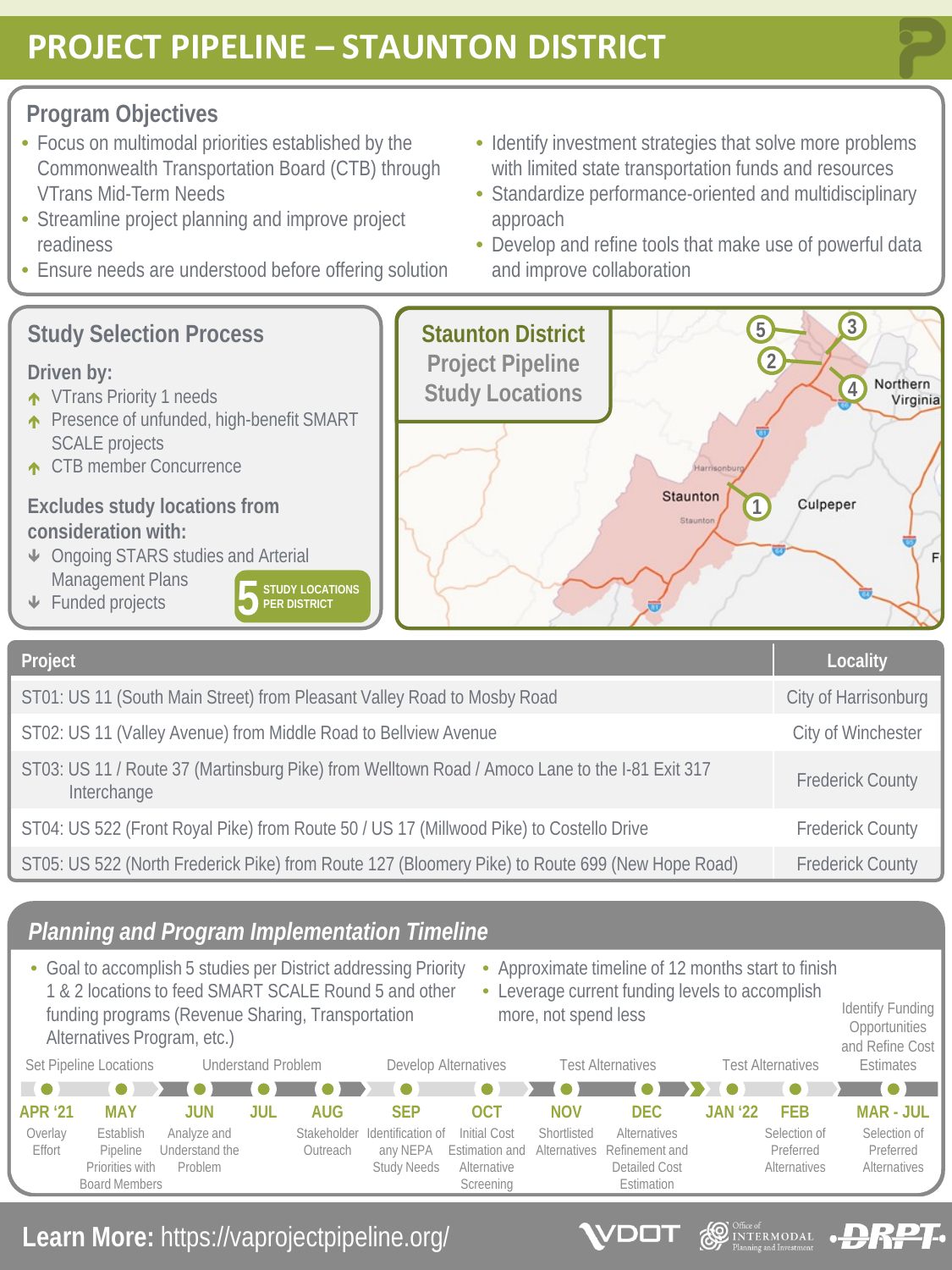# PROJECT PIPELINE – STAUNTON DISTRICT

## Program Objectives

- Focus on multimodal priorities established by the Commonwealth Transportation Board (CTB) through VTrans Mid-Term Needs
- Streamline project planning and improve project readiness
- Ensure needs are understood before offering solution
- Identify investment strategies that solve more problems with limited state transportation funds and resources
- Standardize performance-oriented and multidisciplinary approach
- Develop and refine tools that make use of powerful data and improve collaboration

## Study Selection Process

**Driven by:**

- VTrans Priority 1 needs
- Presence of unfunded, high-benefit SMART SCALE projects
- CTB member Concurrence

**Excludes study locations from consideration with:**

- Ongoing STARS studies and Arterial Management Plans
- Funded projects

5 STUDY LOCATIONS PER DISTRICT

## Staunton District Project Pipeline Study Locations

Staunton
Harrisonburg
Culpeper
Northern Virginia
1
2
3
4
5

| Project | Locality |
|---|---|
| ST01: US 11 (South Main Street) from Pleasant Valley Road to Mosby Road | City of Harrisonburg |
| ST02: US 11 (Valley Avenue) from Middle Road to Bellview Avenue | City of Winchester |
| ST03: US 11 / Route 37 (Martinsburg Pike) from Welltown Road / Amoco Lane to the I-81 Exit 317 Interchange | Frederick County |
| ST04: US 522 (Front Royal Pike) from Route 50 / US 17 (Millwood Pike) to Costello Drive | Frederick County |
| ST05: US 522 (North Frederick Pike) from Route 127 (Bloomery Pike) to Route 699 (New Hope Road) | Frederick County |

## *Planning and Program Implementation Timeline*

- Goal to accomplish 5 studies per District addressing Priority 1 & 2 locations to feed SMART SCALE Round 5 and other funding programs (Revenue Sharing, Transportation Alternatives Program, etc.)
- Approximate timeline of 12 months start to finish
- Leverage current funding levels to accomplish more, not spend less

Set Pipeline Locations | Understand Problem | Develop Alternatives | Test Alternatives | Test Alternatives | Identify Funding Opportunities and Refine Cost Estimates

- **APR '21** – Overlay Effort
- **MAY** – Establish Pipeline Priorities with Board Members
- **JUN** – Analyze and Understand the Problem
- **JUL**
- **AUG** – Stakeholder Outreach
- **SEP** – Identification of any NEPA Study Needs
- **OCT** – Initial Cost Estimation and Alternative Screening
- **NOV** – Shortlisted Alternatives
- **DEC** – Alternatives Refinement and Detailed Cost Estimation
- **JAN '22**
- **FEB** – Selection of Preferred Alternatives
- **MAR - JUL** – Selection of Preferred Alternatives

**Learn More:** https://vaprojectpipeline.org/

VDOT | Office of Intermodal Planning and Investment | DRPT